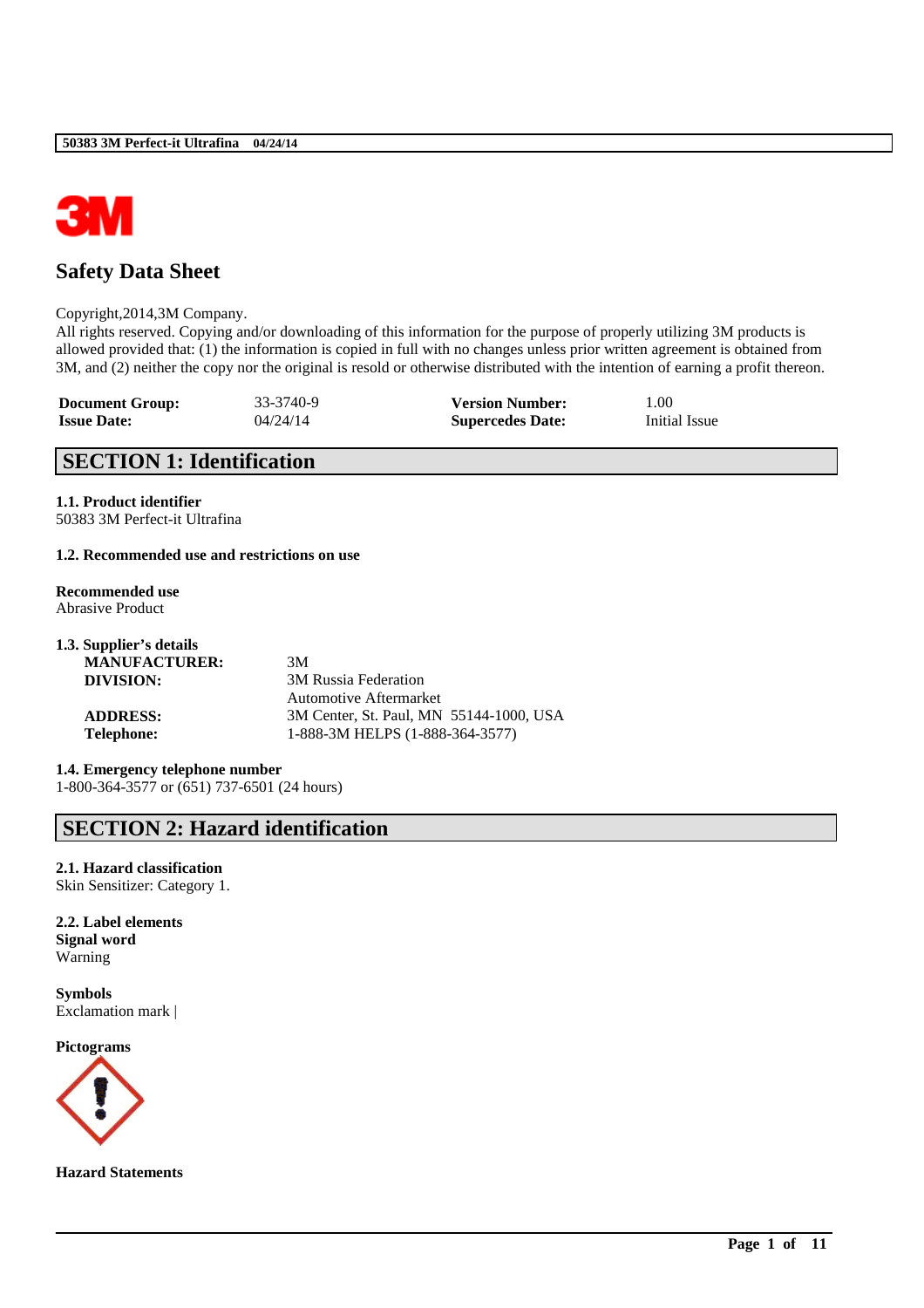# Safety Data Sheet

Copyright,2014,3M Company.
All rights reserved. Copying and/or downloading of this information for the purpose of properly utilizing 3M products is allowed provided that: (1) the information is copied in full with no changes unless prior written agreement is obtained from 3M, and (2) neither the copy nor the original is resold or otherwise distributed with the intention of earning a profit thereon.

| | | | |
|---|---|---|---|
| **Document Group:** | 33-3740-9 | **Version Number:** | 1.00 |
| **Issue Date:** | 04/24/14 | **Supercedes Date:** | Initial Issue |

## SECTION 1: Identification

### 1.1. Product identifier

50383 3M Perfect-it Ultrafina

### 1.2. Recommended use and restrictions on use

**Recommended use**
Abrasive Product

### 1.3. Supplier's details

| | |
|---|---|
| **MANUFACTURER:** | 3M |
| **DIVISION:** | 3M Russia Federation<br>Automotive Aftermarket |
| **ADDRESS:** | 3M Center, St. Paul, MN 55144-1000, USA |
| **Telephone:** | 1-888-3M HELPS (1-888-364-3577) |

### 1.4. Emergency telephone number

1-800-364-3577 or (651) 737-6501 (24 hours)

## SECTION 2: Hazard identification

### 2.1. Hazard classification

Skin Sensitizer: Category 1.

### 2.2. Label elements

**Signal word**
Warning

**Symbols**
Exclamation mark |

**Pictograms**

**Hazard Statements**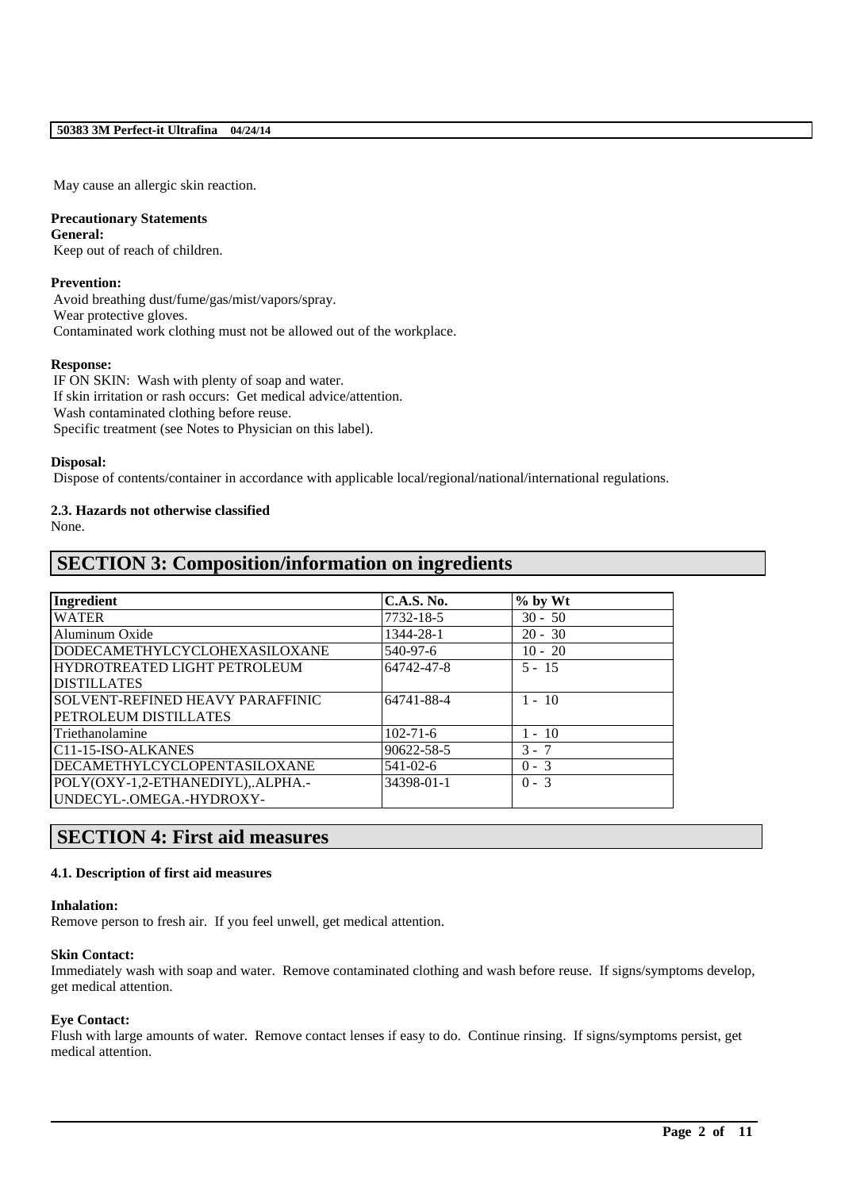May cause an allergic skin reaction.

**Precautionary Statements**

**General:**

Keep out of reach of children.

**Prevention:**

Avoid breathing dust/fume/gas/mist/vapors/spray.
Wear protective gloves.
Contaminated work clothing must not be allowed out of the workplace.

**Response:**

IF ON SKIN: Wash with plenty of soap and water.
If skin irritation or rash occurs: Get medical advice/attention.
Wash contaminated clothing before reuse.
Specific treatment (see Notes to Physician on this label).

**Disposal:**

Dispose of contents/container in accordance with applicable local/regional/national/international regulations.

**2.3. Hazards not otherwise classified**

None.

# SECTION 3: Composition/information on ingredients

| Ingredient | C.A.S. No. | % by Wt |
|---|---|---|
| WATER | 7732-18-5 | 30 - 50 |
| Aluminum Oxide | 1344-28-1 | 20 - 30 |
| DODECAMETHYLCYCLOHEXASILOXANE | 540-97-6 | 10 - 20 |
| HYDROTREATED LIGHT PETROLEUM DISTILLATES | 64742-47-8 | 5 - 15 |
| SOLVENT-REFINED HEAVY PARAFFINIC PETROLEUM DISTILLATES | 64741-88-4 | 1 - 10 |
| Triethanolamine | 102-71-6 | 1 - 10 |
| C11-15-ISO-ALKANES | 90622-58-5 | 3 - 7 |
| DECAMETHYLCYCLOPENTASILOXANE | 541-02-6 | 0 - 3 |
| POLY(OXY-1,2-ETHANEDIYL),.ALPHA.-UNDECYL-.OMEGA.-HYDROXY- | 34398-01-1 | 0 - 3 |

# SECTION 4: First aid measures

**4.1. Description of first aid measures**

**Inhalation:**

Remove person to fresh air. If you feel unwell, get medical attention.

**Skin Contact:**

Immediately wash with soap and water. Remove contaminated clothing and wash before reuse. If signs/symptoms develop, get medical attention.

**Eye Contact:**

Flush with large amounts of water. Remove contact lenses if easy to do. Continue rinsing. If signs/symptoms persist, get medical attention.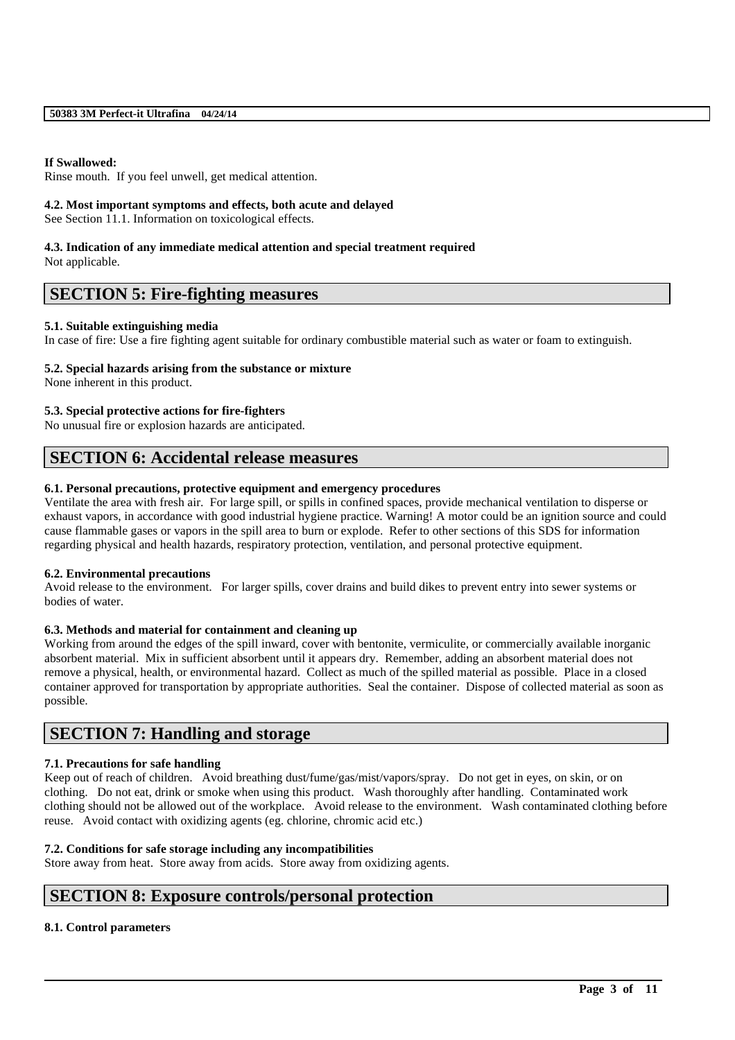**If Swallowed:**
Rinse mouth. If you feel unwell, get medical attention.

**4.2. Most important symptoms and effects, both acute and delayed**
See Section 11.1. Information on toxicological effects.

**4.3. Indication of any immediate medical attention and special treatment required**
Not applicable.

## SECTION 5: Fire-fighting measures

**5.1. Suitable extinguishing media**
In case of fire: Use a fire fighting agent suitable for ordinary combustible material such as water or foam to extinguish.

**5.2. Special hazards arising from the substance or mixture**
None inherent in this product.

**5.3. Special protective actions for fire-fighters**
No unusual fire or explosion hazards are anticipated.

## SECTION 6: Accidental release measures

**6.1. Personal precautions, protective equipment and emergency procedures**
Ventilate the area with fresh air. For large spill, or spills in confined spaces, provide mechanical ventilation to disperse or exhaust vapors, in accordance with good industrial hygiene practice. Warning! A motor could be an ignition source and could cause flammable gases or vapors in the spill area to burn or explode. Refer to other sections of this SDS for information regarding physical and health hazards, respiratory protection, ventilation, and personal protective equipment.

**6.2. Environmental precautions**
Avoid release to the environment. For larger spills, cover drains and build dikes to prevent entry into sewer systems or bodies of water.

**6.3. Methods and material for containment and cleaning up**
Working from around the edges of the spill inward, cover with bentonite, vermiculite, or commercially available inorganic absorbent material. Mix in sufficient absorbent until it appears dry. Remember, adding an absorbent material does not remove a physical, health, or environmental hazard. Collect as much of the spilled material as possible. Place in a closed container approved for transportation by appropriate authorities. Seal the container. Dispose of collected material as soon as possible.

## SECTION 7: Handling and storage

**7.1. Precautions for safe handling**
Keep out of reach of children. Avoid breathing dust/fume/gas/mist/vapors/spray. Do not get in eyes, on skin, or on clothing. Do not eat, drink or smoke when using this product. Wash thoroughly after handling. Contaminated work clothing should not be allowed out of the workplace. Avoid release to the environment. Wash contaminated clothing before reuse. Avoid contact with oxidizing agents (eg. chlorine, chromic acid etc.)

**7.2. Conditions for safe storage including any incompatibilities**
Store away from heat. Store away from acids. Store away from oxidizing agents.

## SECTION 8: Exposure controls/personal protection

**8.1. Control parameters**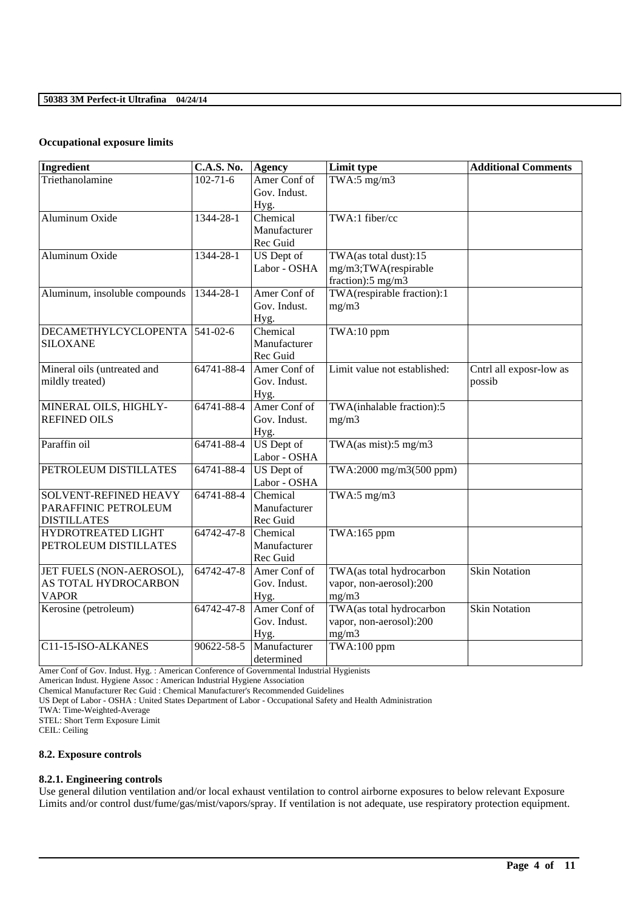**Occupational exposure limits**

| Ingredient | C.A.S. No. | Agency | Limit type | Additional Comments |
|---|---|---|---|---|
| Triethanolamine | 102-71-6 | Amer Conf of Gov. Indust. Hyg. | TWA:5 mg/m3 | |
| Aluminum Oxide | 1344-28-1 | Chemical Manufacturer Rec Guid | TWA:1 fiber/cc | |
| Aluminum Oxide | 1344-28-1 | US Dept of Labor - OSHA | TWA(as total dust):15 mg/m3;TWA(respirable fraction):5 mg/m3 | |
| Aluminum, insoluble compounds | 1344-28-1 | Amer Conf of Gov. Indust. Hyg. | TWA(respirable fraction):1 mg/m3 | |
| DECAMETHYLCYCLOPENTA SILOXANE | 541-02-6 | Chemical Manufacturer Rec Guid | TWA:10 ppm | |
| Mineral oils (untreated and mildly treated) | 64741-88-4 | Amer Conf of Gov. Indust. Hyg. | Limit value not established: | Cntrl all exposr-low as possib |
| MINERAL OILS, HIGHLY-REFINED OILS | 64741-88-4 | Amer Conf of Gov. Indust. Hyg. | TWA(inhalable fraction):5 mg/m3 | |
| Paraffin oil | 64741-88-4 | US Dept of Labor - OSHA | TWA(as mist):5 mg/m3 | |
| PETROLEUM DISTILLATES | 64741-88-4 | US Dept of Labor - OSHA | TWA:2000 mg/m3(500 ppm) | |
| SOLVENT-REFINED HEAVY PARAFFINIC PETROLEUM DISTILLATES | 64741-88-4 | Chemical Manufacturer Rec Guid | TWA:5 mg/m3 | |
| HYDROTREATED LIGHT PETROLEUM DISTILLATES | 64742-47-8 | Chemical Manufacturer Rec Guid | TWA:165 ppm | |
| JET FUELS (NON-AEROSOL), AS TOTAL HYDROCARBON VAPOR | 64742-47-8 | Amer Conf of Gov. Indust. Hyg. | TWA(as total hydrocarbon vapor, non-aerosol):200 mg/m3 | Skin Notation |
| Kerosine (petroleum) | 64742-47-8 | Amer Conf of Gov. Indust. Hyg. | TWA(as total hydrocarbon vapor, non-aerosol):200 mg/m3 | Skin Notation |
| C11-15-ISO-ALKANES | 90622-58-5 | Manufacturer determined | TWA:100 ppm | |

Amer Conf of Gov. Indust. Hyg. : American Conference of Governmental Industrial Hygienists
American Indust. Hygiene Assoc : American Industrial Hygiene Association
Chemical Manufacturer Rec Guid : Chemical Manufacturer's Recommended Guidelines
US Dept of Labor - OSHA : United States Department of Labor - Occupational Safety and Health Administration
TWA: Time-Weighted-Average
STEL: Short Term Exposure Limit
CEIL: Ceiling

**8.2. Exposure controls**

**8.2.1. Engineering controls**

Use general dilution ventilation and/or local exhaust ventilation to control airborne exposures to below relevant Exposure Limits and/or control dust/fume/gas/mist/vapors/spray. If ventilation is not adequate, use respiratory protection equipment.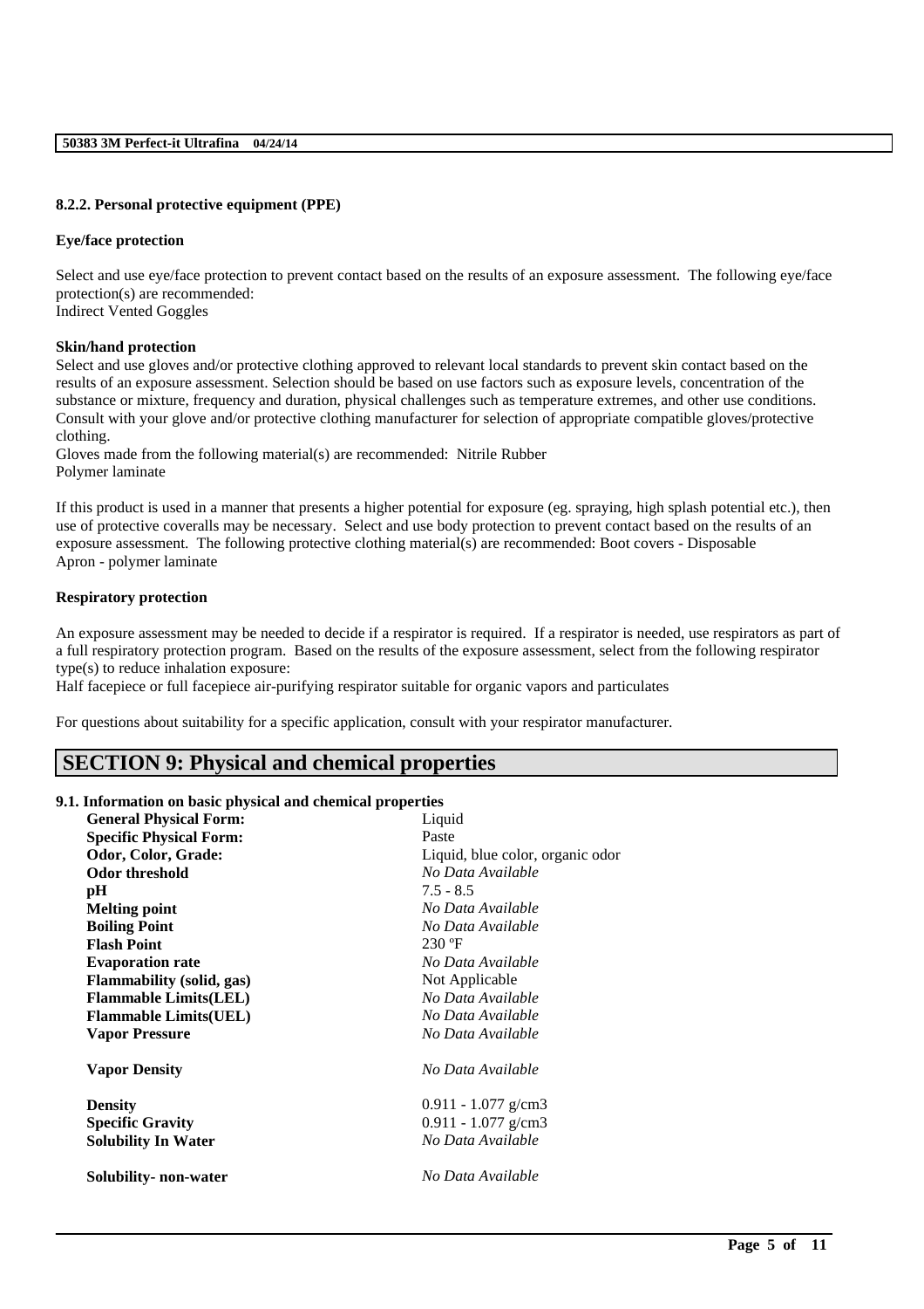#### 8.2.2. Personal protective equipment (PPE)

**Eye/face protection**

Select and use eye/face protection to prevent contact based on the results of an exposure assessment. The following eye/face protection(s) are recommended:
Indirect Vented Goggles

**Skin/hand protection**

Select and use gloves and/or protective clothing approved to relevant local standards to prevent skin contact based on the results of an exposure assessment. Selection should be based on use factors such as exposure levels, concentration of the substance or mixture, frequency and duration, physical challenges such as temperature extremes, and other use conditions. Consult with your glove and/or protective clothing manufacturer for selection of appropriate compatible gloves/protective clothing.
Gloves made from the following material(s) are recommended: Nitrile Rubber
Polymer laminate

If this product is used in a manner that presents a higher potential for exposure (eg. spraying, high splash potential etc.), then use of protective coveralls may be necessary. Select and use body protection to prevent contact based on the results of an exposure assessment. The following protective clothing material(s) are recommended: Boot covers - Disposable
Apron - polymer laminate

**Respiratory protection**

An exposure assessment may be needed to decide if a respirator is required. If a respirator is needed, use respirators as part of a full respiratory protection program. Based on the results of the exposure assessment, select from the following respirator type(s) to reduce inhalation exposure:
Half facepiece or full facepiece air-purifying respirator suitable for organic vapors and particulates

For questions about suitability for a specific application, consult with your respirator manufacturer.

## SECTION 9: Physical and chemical properties

### 9.1. Information on basic physical and chemical properties

| | |
|---|---|
| **General Physical Form:** | Liquid |
| **Specific Physical Form:** | Paste |
| **Odor, Color, Grade:** | Liquid, blue color, organic odor |
| **Odor threshold** | *No Data Available* |
| **pH** | 7.5 - 8.5 |
| **Melting point** | *No Data Available* |
| **Boiling Point** | *No Data Available* |
| **Flash Point** | 230 ºF |
| **Evaporation rate** | *No Data Available* |
| **Flammability (solid, gas)** | Not Applicable |
| **Flammable Limits(LEL)** | *No Data Available* |
| **Flammable Limits(UEL)** | *No Data Available* |
| **Vapor Pressure** | *No Data Available* |
| **Vapor Density** | *No Data Available* |
| **Density** | 0.911 - 1.077 g/cm3 |
| **Specific Gravity** | 0.911 - 1.077 g/cm3 |
| **Solubility In Water** | *No Data Available* |
| **Solubility- non-water** | *No Data Available* |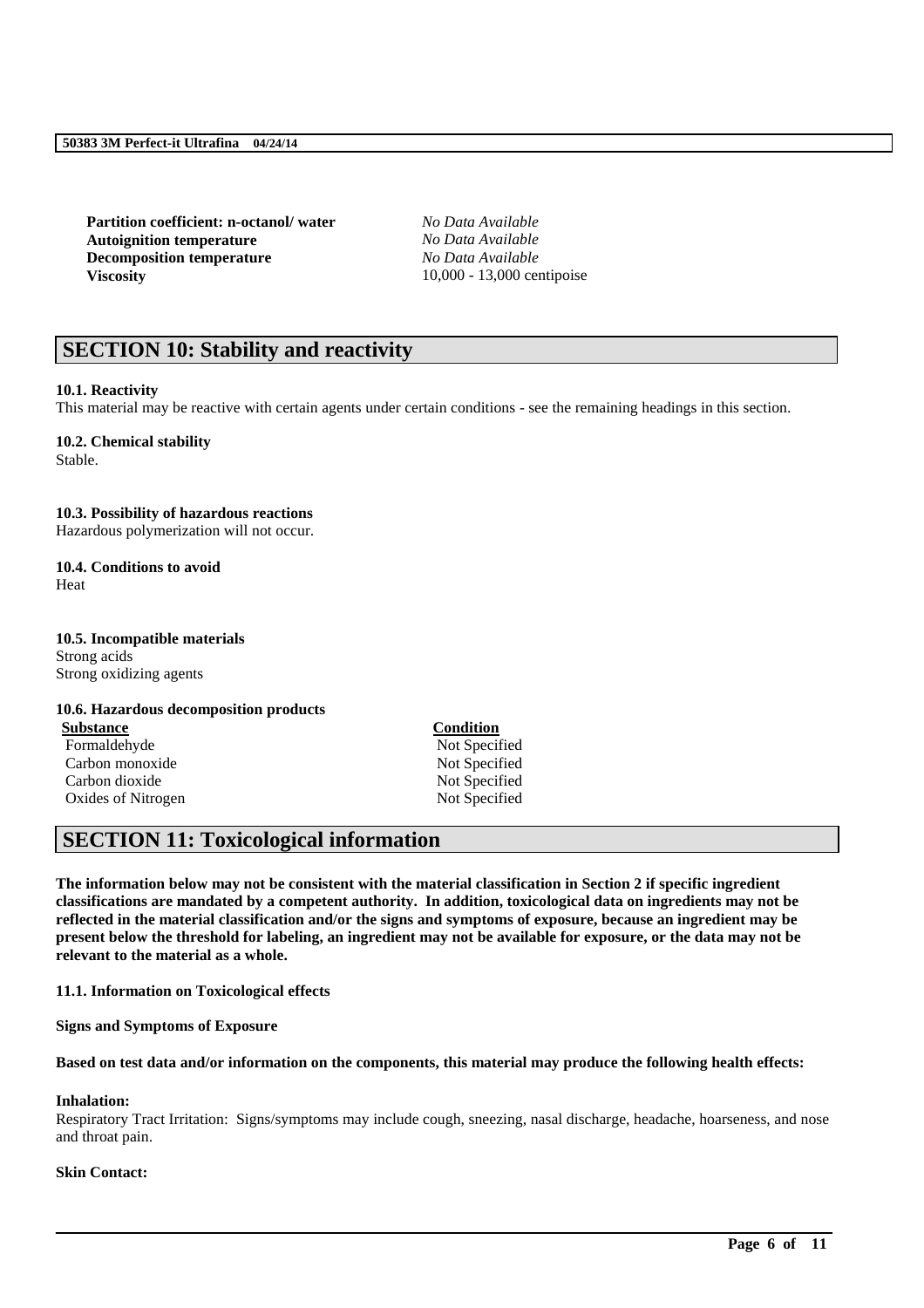| | |
|---|---|
| **Partition coefficient: n-octanol/ water** | *No Data Available* |
| **Autoignition temperature** | *No Data Available* |
| **Decomposition temperature** | *No Data Available* |
| **Viscosity** | 10,000 - 13,000 centipoise |

## SECTION 10: Stability and reactivity

**10.1. Reactivity**

This material may be reactive with certain agents under certain conditions - see the remaining headings in this section.

**10.2. Chemical stability**

Stable.

**10.3. Possibility of hazardous reactions**

Hazardous polymerization will not occur.

**10.4. Conditions to avoid**

Heat

**10.5. Incompatible materials**

Strong acids
Strong oxidizing agents

**10.6. Hazardous decomposition products**

| Substance | Condition |
|---|---|
| Formaldehyde | Not Specified |
| Carbon monoxide | Not Specified |
| Carbon dioxide | Not Specified |
| Oxides of Nitrogen | Not Specified |

## SECTION 11: Toxicological information

**The information below may not be consistent with the material classification in Section 2 if specific ingredient classifications are mandated by a competent authority. In addition, toxicological data on ingredients may not be reflected in the material classification and/or the signs and symptoms of exposure, because an ingredient may be present below the threshold for labeling, an ingredient may not be available for exposure, or the data may not be relevant to the material as a whole.**

**11.1. Information on Toxicological effects**

**Signs and Symptoms of Exposure**

**Based on test data and/or information on the components, this material may produce the following health effects:**

**Inhalation:**

Respiratory Tract Irritation: Signs/symptoms may include cough, sneezing, nasal discharge, headache, hoarseness, and nose and throat pain.

**Skin Contact:**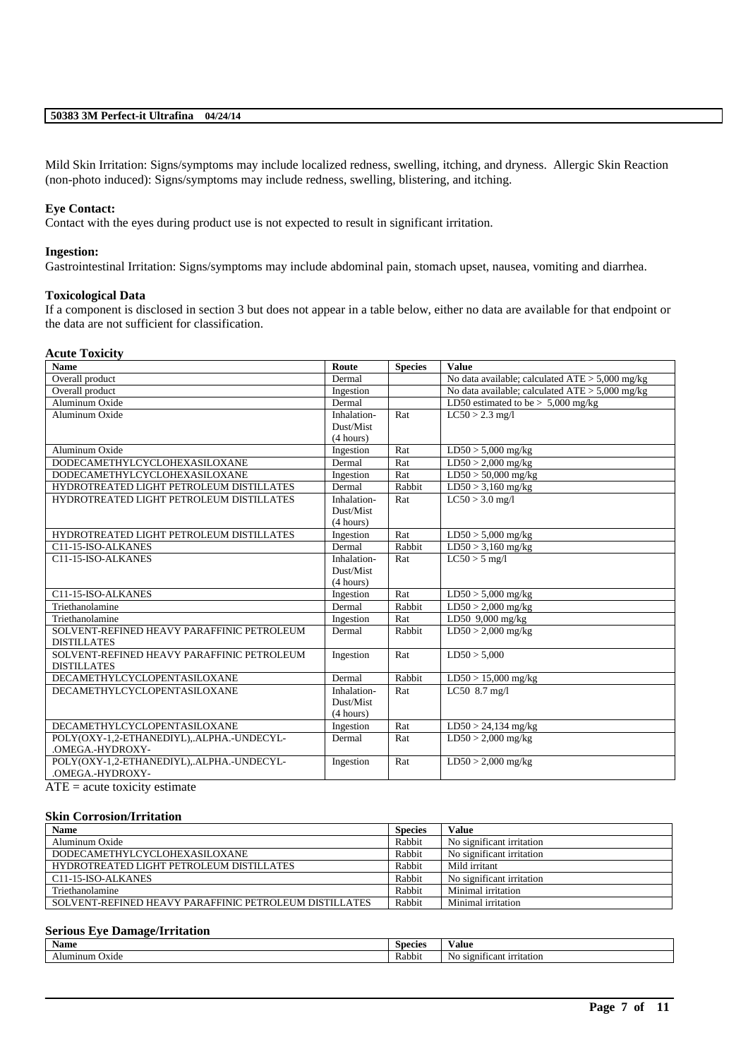Mild Skin Irritation: Signs/symptoms may include localized redness, swelling, itching, and dryness. Allergic Skin Reaction (non-photo induced): Signs/symptoms may include redness, swelling, blistering, and itching.

**Eye Contact:**
Contact with the eyes during product use is not expected to result in significant irritation.

**Ingestion:**
Gastrointestinal Irritation: Signs/symptoms may include abdominal pain, stomach upset, nausea, vomiting and diarrhea.

**Toxicological Data**
If a component is disclosed in section 3 but does not appear in a table below, either no data are available for that endpoint or the data are not sufficient for classification.

**Acute Toxicity**

| Name | Route | Species | Value |
|---|---|---|---|
| Overall product | Dermal | | No data available; calculated ATE > 5,000 mg/kg |
| Overall product | Ingestion | | No data available; calculated ATE > 5,000 mg/kg |
| Aluminum Oxide | Dermal | | LD50 estimated to be > 5,000 mg/kg |
| Aluminum Oxide | Inhalation-Dust/Mist (4 hours) | Rat | LC50 > 2.3 mg/l |
| Aluminum Oxide | Ingestion | Rat | LD50 > 5,000 mg/kg |
| DODECAMETHYLCYCLOHEXASILOXANE | Dermal | Rat | LD50 > 2,000 mg/kg |
| DODECAMETHYLCYCLOHEXASILOXANE | Ingestion | Rat | LD50 > 50,000 mg/kg |
| HYDROTREATED LIGHT PETROLEUM DISTILLATES | Dermal | Rabbit | LD50 > 3,160 mg/kg |
| HYDROTREATED LIGHT PETROLEUM DISTILLATES | Inhalation-Dust/Mist (4 hours) | Rat | LC50 > 3.0 mg/l |
| HYDROTREATED LIGHT PETROLEUM DISTILLATES | Ingestion | Rat | LD50 > 5,000 mg/kg |
| C11-15-ISO-ALKANES | Dermal | Rabbit | LD50 > 3,160 mg/kg |
| C11-15-ISO-ALKANES | Inhalation-Dust/Mist (4 hours) | Rat | LC50 > 5 mg/l |
| C11-15-ISO-ALKANES | Ingestion | Rat | LD50 > 5,000 mg/kg |
| Triethanolamine | Dermal | Rabbit | LD50 > 2,000 mg/kg |
| Triethanolamine | Ingestion | Rat | LD50 9,000 mg/kg |
| SOLVENT-REFINED HEAVY PARAFFINIC PETROLEUM DISTILLATES | Dermal | Rabbit | LD50 > 2,000 mg/kg |
| SOLVENT-REFINED HEAVY PARAFFINIC PETROLEUM DISTILLATES | Ingestion | Rat | LD50 > 5,000 |
| DECAMETHYLCYCLOPENTASILOXANE | Dermal | Rabbit | LD50 > 15,000 mg/kg |
| DECAMETHYLCYCLOPENTASILOXANE | Inhalation-Dust/Mist (4 hours) | Rat | LC50 8.7 mg/l |
| DECAMETHYLCYCLOPENTASILOXANE | Ingestion | Rat | LD50 > 24,134 mg/kg |
| POLY(OXY-1,2-ETHANEDIYL),.ALPHA.-UNDECYL-.OMEGA.-HYDROXY- | Dermal | Rat | LD50 > 2,000 mg/kg |
| POLY(OXY-1,2-ETHANEDIYL),.ALPHA.-UNDECYL-.OMEGA.-HYDROXY- | Ingestion | Rat | LD50 > 2,000 mg/kg |

ATE = acute toxicity estimate

**Skin Corrosion/Irritation**

| Name | Species | Value |
|---|---|---|
| Aluminum Oxide | Rabbit | No significant irritation |
| DODECAMETHYLCYCLOHEXASILOXANE | Rabbit | No significant irritation |
| HYDROTREATED LIGHT PETROLEUM DISTILLATES | Rabbit | Mild irritant |
| C11-15-ISO-ALKANES | Rabbit | No significant irritation |
| Triethanolamine | Rabbit | Minimal irritation |
| SOLVENT-REFINED HEAVY PARAFFINIC PETROLEUM DISTILLATES | Rabbit | Minimal irritation |

**Serious Eye Damage/Irritation**

| Name | Species | Value |
|---|---|---|
| Aluminum Oxide | Rabbit | No significant irritation |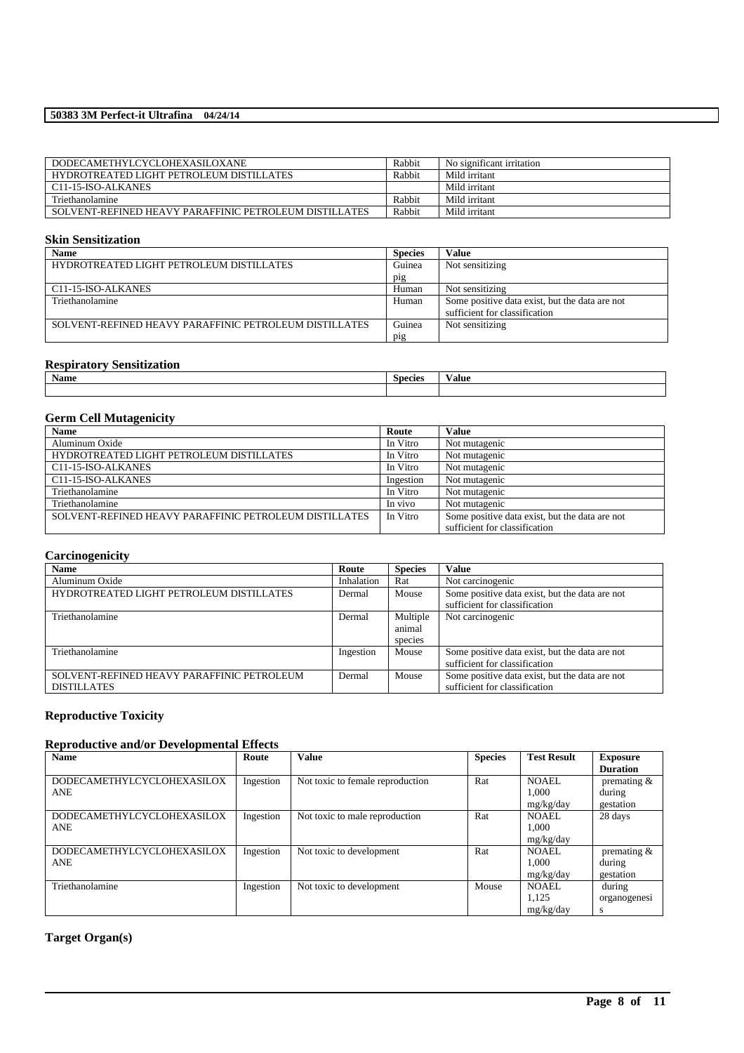| | | |
|---|---|---|
| DODECAMETHYLCYCLOHEXASILOXANE | Rabbit | No significant irritation |
| HYDROTREATED LIGHT PETROLEUM DISTILLATES | Rabbit | Mild irritant |
| C11-15-ISO-ALKANES | | Mild irritant |
| Triethanolamine | Rabbit | Mild irritant |
| SOLVENT-REFINED HEAVY PARAFFINIC PETROLEUM DISTILLATES | Rabbit | Mild irritant |

### Skin Sensitization

| Name | Species | Value |
|---|---|---|
| HYDROTREATED LIGHT PETROLEUM DISTILLATES | Guinea pig | Not sensitizing |
| C11-15-ISO-ALKANES | Human | Not sensitizing |
| Triethanolamine | Human | Some positive data exist, but the data are not sufficient for classification |
| SOLVENT-REFINED HEAVY PARAFFINIC PETROLEUM DISTILLATES | Guinea pig | Not sensitizing |

### Respiratory Sensitization

| Name | Species | Value |
|---|---|---|
| | | |

### Germ Cell Mutagenicity

| Name | Route | Value |
|---|---|---|
| Aluminum Oxide | In Vitro | Not mutagenic |
| HYDROTREATED LIGHT PETROLEUM DISTILLATES | In Vitro | Not mutagenic |
| C11-15-ISO-ALKANES | In Vitro | Not mutagenic |
| C11-15-ISO-ALKANES | Ingestion | Not mutagenic |
| Triethanolamine | In Vitro | Not mutagenic |
| Triethanolamine | In vivo | Not mutagenic |
| SOLVENT-REFINED HEAVY PARAFFINIC PETROLEUM DISTILLATES | In Vitro | Some positive data exist, but the data are not sufficient for classification |

### Carcinogenicity

| Name | Route | Species | Value |
|---|---|---|---|
| Aluminum Oxide | Inhalation | Rat | Not carcinogenic |
| HYDROTREATED LIGHT PETROLEUM DISTILLATES | Dermal | Mouse | Some positive data exist, but the data are not sufficient for classification |
| Triethanolamine | Dermal | Multiple animal species | Not carcinogenic |
| Triethanolamine | Ingestion | Mouse | Some positive data exist, but the data are not sufficient for classification |
| SOLVENT-REFINED HEAVY PARAFFINIC PETROLEUM DISTILLATES | Dermal | Mouse | Some positive data exist, but the data are not sufficient for classification |

### Reproductive Toxicity

### Reproductive and/or Developmental Effects

| Name | Route | Value | Species | Test Result | Exposure Duration |
|---|---|---|---|---|---|
| DODECAMETHYLCYCLOHEXASILOXANE | Ingestion | Not toxic to female reproduction | Rat | NOAEL 1,000 mg/kg/day | premating & during gestation |
| DODECAMETHYLCYCLOHEXASILOXANE | Ingestion | Not toxic to male reproduction | Rat | NOAEL 1,000 mg/kg/day | 28 days |
| DODECAMETHYLCYCLOHEXASILOXANE | Ingestion | Not toxic to development | Rat | NOAEL 1,000 mg/kg/day | premating & during gestation |
| Triethanolamine | Ingestion | Not toxic to development | Mouse | NOAEL 1,125 mg/kg/day | during organogenesis |

### Target Organ(s)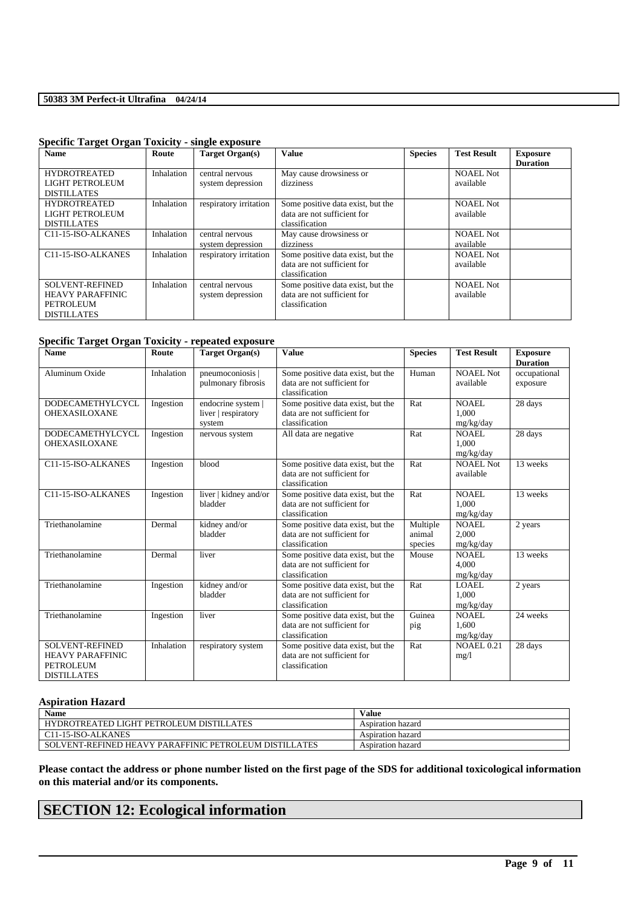### Specific Target Organ Toxicity - single exposure

| Name | Route | Target Organ(s) | Value | Species | Test Result | Exposure Duration |
|---|---|---|---|---|---|---|
| HYDROTREATED LIGHT PETROLEUM DISTILLATES | Inhalation | central nervous system depression | May cause drowsiness or dizziness | | NOAEL Not available | |
| HYDROTREATED LIGHT PETROLEUM DISTILLATES | Inhalation | respiratory irritation | Some positive data exist, but the data are not sufficient for classification | | NOAEL Not available | |
| C11-15-ISO-ALKANES | Inhalation | central nervous system depression | May cause drowsiness or dizziness | | NOAEL Not available | |
| C11-15-ISO-ALKANES | Inhalation | respiratory irritation | Some positive data exist, but the data are not sufficient for classification | | NOAEL Not available | |
| SOLVENT-REFINED HEAVY PARAFFINIC PETROLEUM DISTILLATES | Inhalation | central nervous system depression | Some positive data exist, but the data are not sufficient for classification | | NOAEL Not available | |

### Specific Target Organ Toxicity - repeated exposure

| Name | Route | Target Organ(s) | Value | Species | Test Result | Exposure Duration |
|---|---|---|---|---|---|---|
| Aluminum Oxide | Inhalation | pneumoconiosis \| pulmonary fibrosis | Some positive data exist, but the data are not sufficient for classification | Human | NOAEL Not available | occupational exposure |
| DODECAMETHYLCYCLOHEXASILOXANE | Ingestion | endocrine system \| liver \| respiratory system | Some positive data exist, but the data are not sufficient for classification | Rat | NOAEL 1,000 mg/kg/day | 28 days |
| DODECAMETHYLCYCLOHEXASILOXANE | Ingestion | nervous system | All data are negative | Rat | NOAEL 1,000 mg/kg/day | 28 days |
| C11-15-ISO-ALKANES | Ingestion | blood | Some positive data exist, but the data are not sufficient for classification | Rat | NOAEL Not available | 13 weeks |
| C11-15-ISO-ALKANES | Ingestion | liver \| kidney and/or bladder | Some positive data exist, but the data are not sufficient for classification | Rat | NOAEL 1,000 mg/kg/day | 13 weeks |
| Triethanolamine | Dermal | kidney and/or bladder | Some positive data exist, but the data are not sufficient for classification | Multiple animal species | NOAEL 2,000 mg/kg/day | 2 years |
| Triethanolamine | Dermal | liver | Some positive data exist, but the data are not sufficient for classification | Mouse | NOAEL 4,000 mg/kg/day | 13 weeks |
| Triethanolamine | Ingestion | kidney and/or bladder | Some positive data exist, but the data are not sufficient for classification | Rat | LOAEL 1,000 mg/kg/day | 2 years |
| Triethanolamine | Ingestion | liver | Some positive data exist, but the data are not sufficient for classification | Guinea pig | NOAEL 1,600 mg/kg/day | 24 weeks |
| SOLVENT-REFINED HEAVY PARAFFINIC PETROLEUM DISTILLATES | Inhalation | respiratory system | Some positive data exist, but the data are not sufficient for classification | Rat | NOAEL 0.21 mg/l | 28 days |

### Aspiration Hazard

| Name | Value |
|---|---|
| HYDROTREATED LIGHT PETROLEUM DISTILLATES | Aspiration hazard |
| C11-15-ISO-ALKANES | Aspiration hazard |
| SOLVENT-REFINED HEAVY PARAFFINIC PETROLEUM DISTILLATES | Aspiration hazard |

**Please contact the address or phone number listed on the first page of the SDS for additional toxicological information on this material and/or its components.**

# SECTION 12: Ecological information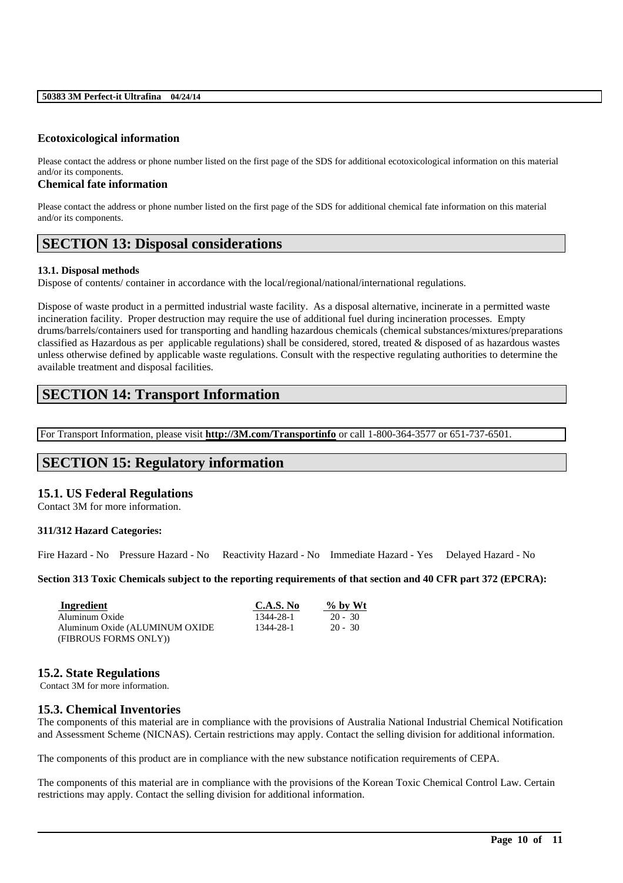### Ecotoxicological information

Please contact the address or phone number listed on the first page of the SDS for additional ecotoxicological information on this material and/or its components.

### Chemical fate information

Please contact the address or phone number listed on the first page of the SDS for additional chemical fate information on this material and/or its components.

## SECTION 13: Disposal considerations

**13.1. Disposal methods**

Dispose of contents/ container in accordance with the local/regional/national/international regulations.

Dispose of waste product in a permitted industrial waste facility. As a disposal alternative, incinerate in a permitted waste incineration facility. Proper destruction may require the use of additional fuel during incineration processes. Empty drums/barrels/containers used for transporting and handling hazardous chemicals (chemical substances/mixtures/preparations classified as Hazardous as per applicable regulations) shall be considered, stored, treated & disposed of as hazardous wastes unless otherwise defined by applicable waste regulations. Consult with the respective regulating authorities to determine the available treatment and disposal facilities.

## SECTION 14: Transport Information

For Transport Information, please visit **http://3M.com/Transportinfo** or call 1-800-364-3577 or 651-737-6501.

## SECTION 15: Regulatory information

### 15.1. US Federal Regulations

Contact 3M for more information.

**311/312 Hazard Categories:**

Fire Hazard - No  Pressure Hazard - No  Reactivity Hazard - No  Immediate Hazard - Yes  Delayed Hazard - No

**Section 313 Toxic Chemicals subject to the reporting requirements of that section and 40 CFR part 372 (EPCRA):**

| Ingredient | C.A.S. No | % by Wt |
|---|---|---|
| Aluminum Oxide | 1344-28-1 | 20 - 30 |
| Aluminum Oxide (ALUMINUM OXIDE (FIBROUS FORMS ONLY)) | 1344-28-1 | 20 - 30 |

### 15.2. State Regulations

Contact 3M for more information.

### 15.3. Chemical Inventories

The components of this material are in compliance with the provisions of Australia National Industrial Chemical Notification and Assessment Scheme (NICNAS). Certain restrictions may apply. Contact the selling division for additional information.

The components of this product are in compliance with the new substance notification requirements of CEPA.

The components of this material are in compliance with the provisions of the Korean Toxic Chemical Control Law. Certain restrictions may apply. Contact the selling division for additional information.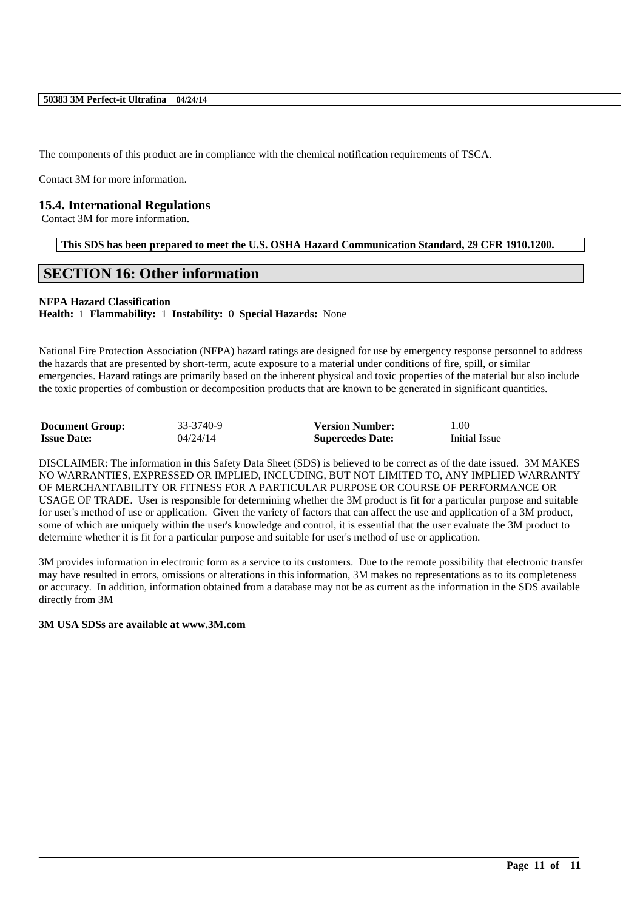The components of this product are in compliance with the chemical notification requirements of TSCA.

Contact 3M for more information.

### 15.4. International Regulations

Contact 3M for more information.

**This SDS has been prepared to meet the U.S. OSHA Hazard Communication Standard, 29 CFR 1910.1200.**

## SECTION 16: Other information

**NFPA Hazard Classification**
**Health:** 1 **Flammability:** 1 **Instability:** 0 **Special Hazards:** None

National Fire Protection Association (NFPA) hazard ratings are designed for use by emergency response personnel to address the hazards that are presented by short-term, acute exposure to a material under conditions of fire, spill, or similar emergencies. Hazard ratings are primarily based on the inherent physical and toxic properties of the material but also include the toxic properties of combustion or decomposition products that are known to be generated in significant quantities.

| | | | |
|---|---|---|---|
| **Document Group:** | 33-3740-9 | **Version Number:** | 1.00 |
| **Issue Date:** | 04/24/14 | **Supercedes Date:** | Initial Issue |

DISCLAIMER: The information in this Safety Data Sheet (SDS) is believed to be correct as of the date issued. 3M MAKES NO WARRANTIES, EXPRESSED OR IMPLIED, INCLUDING, BUT NOT LIMITED TO, ANY IMPLIED WARRANTY OF MERCHANTABILITY OR FITNESS FOR A PARTICULAR PURPOSE OR COURSE OF PERFORMANCE OR USAGE OF TRADE. User is responsible for determining whether the 3M product is fit for a particular purpose and suitable for user's method of use or application. Given the variety of factors that can affect the use and application of a 3M product, some of which are uniquely within the user's knowledge and control, it is essential that the user evaluate the 3M product to determine whether it is fit for a particular purpose and suitable for user's method of use or application.

3M provides information in electronic form as a service to its customers. Due to the remote possibility that electronic transfer may have resulted in errors, omissions or alterations in this information, 3M makes no representations as to its completeness or accuracy. In addition, information obtained from a database may not be as current as the information in the SDS available directly from 3M

**3M USA SDSs are available at www.3M.com**